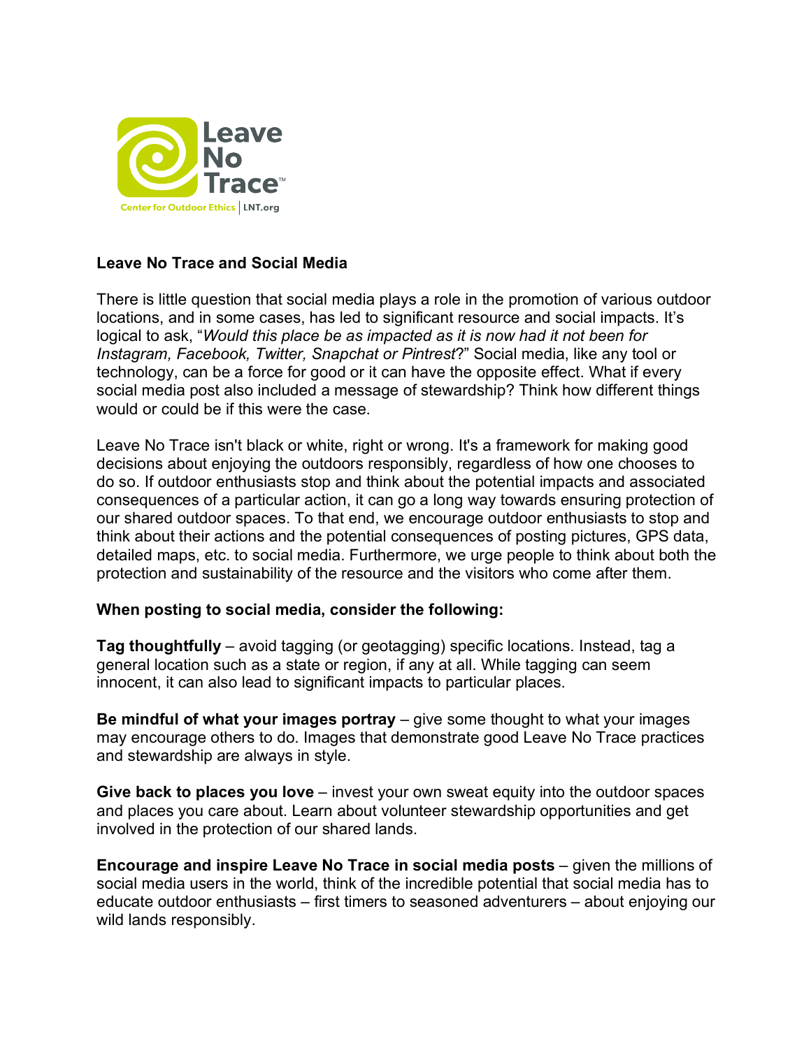Leave No Trace™

Center for Outdoor Ethics | LNT.org

## Leave No Trace and Social Media

There is little question that social media plays a role in the promotion of various outdoor locations, and in some cases, has led to significant resource and social impacts. It's logical to ask, "*Would this place be as impacted as it is now had it not been for Instagram, Facebook, Twitter, Snapchat or Pintrest*?" Social media, like any tool or technology, can be a force for good or it can have the opposite effect. What if every social media post also included a message of stewardship? Think how different things would or could be if this were the case.

Leave No Trace isn't black or white, right or wrong. It's a framework for making good decisions about enjoying the outdoors responsibly, regardless of how one chooses to do so. If outdoor enthusiasts stop and think about the potential impacts and associated consequences of a particular action, it can go a long way towards ensuring protection of our shared outdoor spaces. To that end, we encourage outdoor enthusiasts to stop and think about their actions and the potential consequences of posting pictures, GPS data, detailed maps, etc. to social media. Furthermore, we urge people to think about both the protection and sustainability of the resource and the visitors who come after them.

**When posting to social media, consider the following:**

**Tag thoughtfully** – avoid tagging (or geotagging) specific locations. Instead, tag a general location such as a state or region, if any at all. While tagging can seem innocent, it can also lead to significant impacts to particular places.

**Be mindful of what your images portray** – give some thought to what your images may encourage others to do. Images that demonstrate good Leave No Trace practices and stewardship are always in style.

**Give back to places you love** – invest your own sweat equity into the outdoor spaces and places you care about. Learn about volunteer stewardship opportunities and get involved in the protection of our shared lands.

**Encourage and inspire Leave No Trace in social media posts** – given the millions of social media users in the world, think of the incredible potential that social media has to educate outdoor enthusiasts – first timers to seasoned adventurers – about enjoying our wild lands responsibly.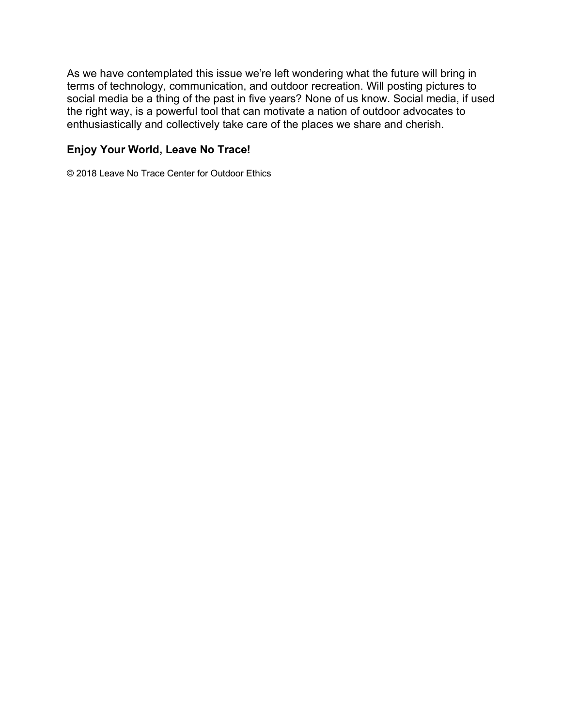As we have contemplated this issue we're left wondering what the future will bring in terms of technology, communication, and outdoor recreation. Will posting pictures to social media be a thing of the past in five years? None of us know. Social media, if used the right way, is a powerful tool that can motivate a nation of outdoor advocates to enthusiastically and collectively take care of the places we share and cherish.

**Enjoy Your World, Leave No Trace!**

© 2018 Leave No Trace Center for Outdoor Ethics